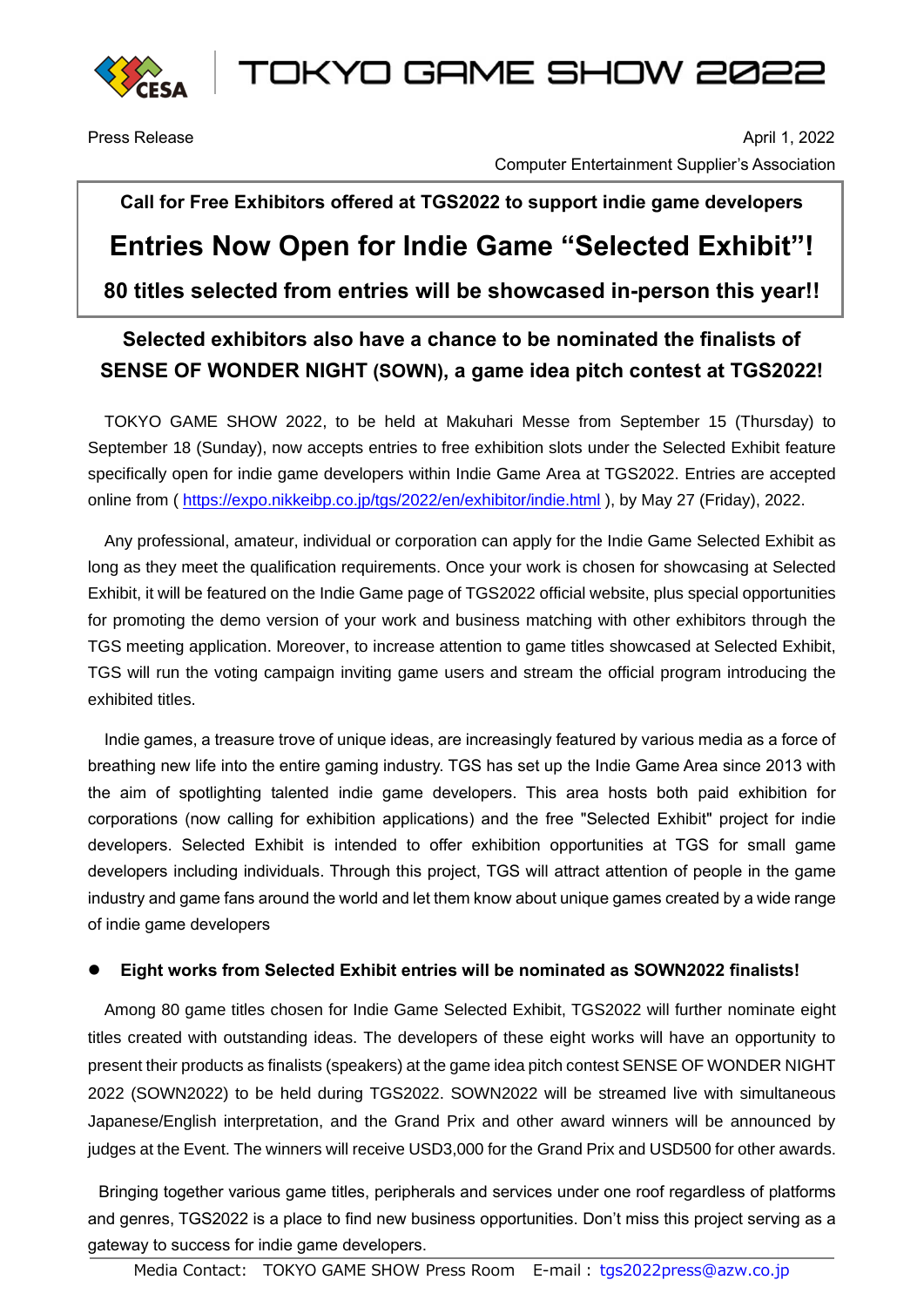CESA | TOKYO GAME SHOW 2022

Press Release

April 1, 2022

Computer Entertainment Supplier's Association

**Call for Free Exhibitors offered at TGS2022 to support indie game developers**

# Entries Now Open for Indie Game "Selected Exhibit"!

**80 titles selected from entries will be showcased in-person this year!!**

## Selected exhibitors also have a chance to be nominated the finalists of SENSE OF WONDER NIGHT (SOWN), a game idea pitch contest at TGS2022!

TOKYO GAME SHOW 2022, to be held at Makuhari Messe from September 15 (Thursday) to September 18 (Sunday), now accepts entries to free exhibition slots under the Selected Exhibit feature specifically open for indie game developers within Indie Game Area at TGS2022. Entries are accepted online from ( https://expo.nikkeibp.co.jp/tgs/2022/en/exhibitor/indie.html ), by May 27 (Friday), 2022.

Any professional, amateur, individual or corporation can apply for the Indie Game Selected Exhibit as long as they meet the qualification requirements. Once your work is chosen for showcasing at Selected Exhibit, it will be featured on the Indie Game page of TGS2022 official website, plus special opportunities for promoting the demo version of your work and business matching with other exhibitors through the TGS meeting application. Moreover, to increase attention to game titles showcased at Selected Exhibit, TGS will run the voting campaign inviting game users and stream the official program introducing the exhibited titles.

Indie games, a treasure trove of unique ideas, are increasingly featured by various media as a force of breathing new life into the entire gaming industry. TGS has set up the Indie Game Area since 2013 with the aim of spotlighting talented indie game developers. This area hosts both paid exhibition for corporations (now calling for exhibition applications) and the free "Selected Exhibit" project for indie developers. Selected Exhibit is intended to offer exhibition opportunities at TGS for small game developers including individuals. Through this project, TGS will attract attention of people in the game industry and game fans around the world and let them know about unique games created by a wide range of indie game developers

- **Eight works from Selected Exhibit entries will be nominated as SOWN2022 finalists!**

Among 80 game titles chosen for Indie Game Selected Exhibit, TGS2022 will further nominate eight titles created with outstanding ideas. The developers of these eight works will have an opportunity to present their products as finalists (speakers) at the game idea pitch contest SENSE OF WONDER NIGHT 2022 (SOWN2022) to be held during TGS2022. SOWN2022 will be streamed live with simultaneous Japanese/English interpretation, and the Grand Prix and other award winners will be announced by judges at the Event. The winners will receive USD3,000 for the Grand Prix and USD500 for other awards.

Bringing together various game titles, peripherals and services under one roof regardless of platforms and genres, TGS2022 is a place to find new business opportunities. Don't miss this project serving as a gateway to success for indie game developers.

Media Contact: TOKYO GAME SHOW Press Room E-mail：tgs2022press@azw.co.jp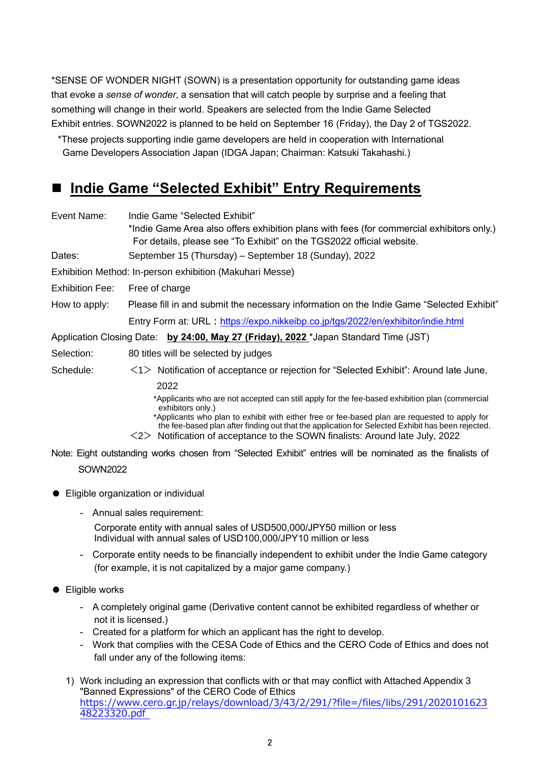*SENSE OF WONDER NIGHT (SOWN) is a presentation opportunity for outstanding game ideas that evoke a *sense of wonder*, a sensation that will catch people by surprise and a feeling that something will change in their world. Speakers are selected from the Indie Game Selected Exhibit entries. SOWN2022 is planned to be held on September 16 (Friday), the Day 2 of TGS2022.

*These projects supporting indie game developers are held in cooperation with International Game Developers Association Japan (IDGA Japan; Chairman: Katsuki Takahashi.)

## ■ Indie Game “Selected Exhibit” Entry Requirements

Event Name: Indie Game “Selected Exhibit”
*Indie Game Area also offers exhibition plans with fees (for commercial exhibitors only.) For details, please see “To Exhibit” on the TGS2022 official website.

Dates: September 15 (Thursday) – September 18 (Sunday), 2022

Exhibition Method: In-person exhibition (Makuhari Messe)

Exhibition Fee: Free of charge

How to apply: Please fill in and submit the necessary information on the Indie Game “Selected Exhibit” Entry Form at: URL：https://expo.nikkeibp.co.jp/tgs/2022/en/exhibitor/indie.html

Application Closing Date: **by 24:00, May 27 (Friday), 2022** *Japan Standard Time (JST)

Selection: 80 titles will be selected by judges

Schedule: <1> Notification of acceptance or rejection for “Selected Exhibit”: Around late June, 2022

*Applicants who are not accepted can still apply for the fee-based exhibition plan (commercial exhibitors only.)
*Applicants who plan to exhibit with either free or fee-based plan are requested to apply for the fee-based plan after finding out that the application for Selected Exhibit has been rejected.

<2> Notification of acceptance to the SOWN finalists: Around late July, 2022

Note: Eight outstanding works chosen from “Selected Exhibit” entries will be nominated as the finalists of SOWN2022

- Eligible organization or individual
  - Annual sales requirement:
    Corporate entity with annual sales of USD500,000/JPY50 million or less
    Individual with annual sales of USD100,000/JPY10 million or less
  - Corporate entity needs to be financially independent to exhibit under the Indie Game category (for example, it is not capitalized by a major game company.)

- Eligible works
  - A completely original game (Derivative content cannot be exhibited regardless of whether or not it is licensed.)
  - Created for a platform for which an applicant has the right to develop.
  - Work that complies with the CESA Code of Ethics and the CERO Code of Ethics and does not fall under any of the following items:

1) Work including an expression that conflicts with or that may conflict with Attached Appendix 3 "Banned Expressions" of the CERO Code of Ethics
https://www.cero.gr.jp/relays/download/3/43/2/291/?file=/files/libs/291/202010162348223320.pdf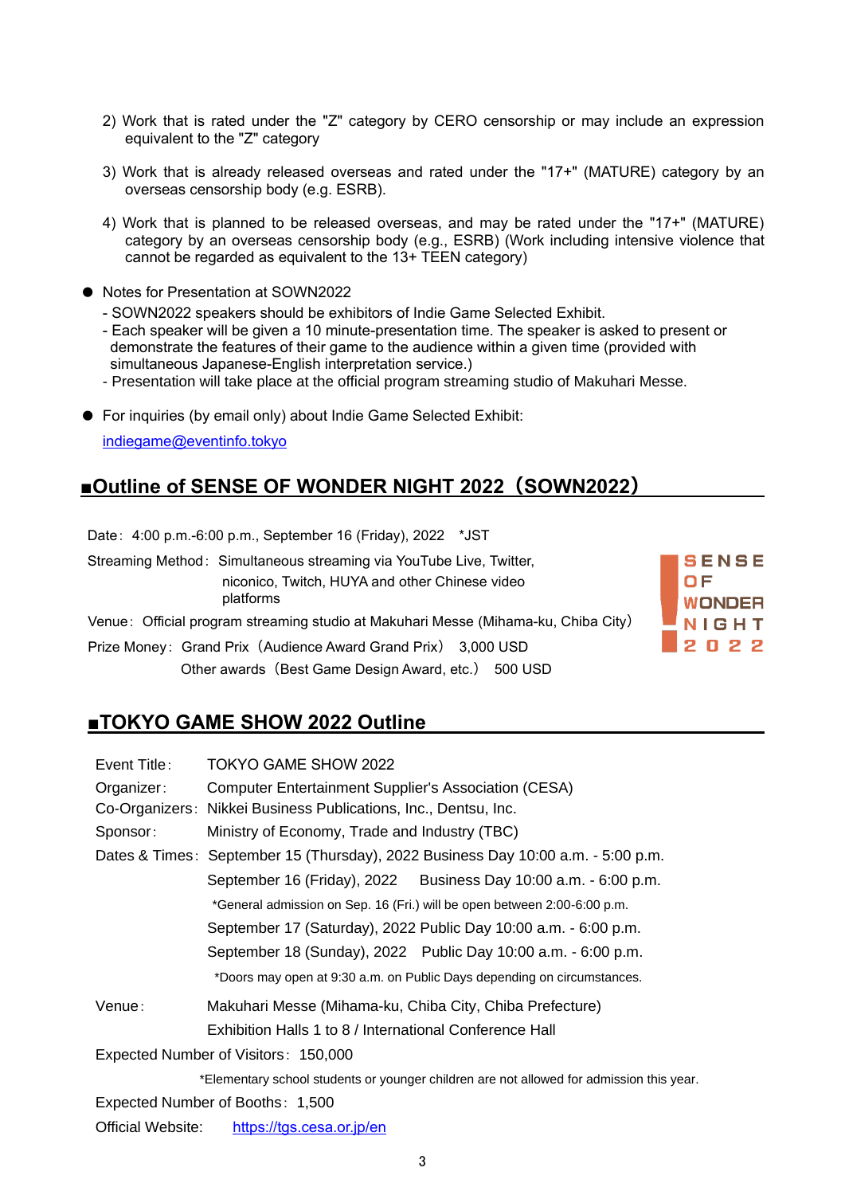2) Work that is rated under the "Z" category by CERO censorship or may include an expression equivalent to the "Z" category

3) Work that is already released overseas and rated under the "17+" (MATURE) category by an overseas censorship body (e.g. ESRB).

4) Work that is planned to be released overseas, and may be rated under the "17+" (MATURE) category by an overseas censorship body (e.g., ESRB) (Work including intensive violence that cannot be regarded as equivalent to the 13+ TEEN category)

- Notes for Presentation at SOWN2022
  - SOWN2022 speakers should be exhibitors of Indie Game Selected Exhibit.
  - Each speaker will be given a 10 minute-presentation time. The speaker is asked to present or demonstrate the features of their game to the audience within a given time (provided with simultaneous Japanese-English interpretation service.)
  - Presentation will take place at the official program streaming studio of Makuhari Messe.

- For inquiries (by email only) about Indie Game Selected Exhibit:
  indiegame@eventinfo.tokyo

## ■Outline of SENSE OF WONDER NIGHT 2022（SOWN2022）

Date：4:00 p.m.-6:00 p.m., September 16 (Friday), 2022　*JST

Streaming Method：Simultaneous streaming via YouTube Live, Twitter, niconico, Twitch, HUYA and other Chinese video platforms

Venue：Official program streaming studio at Makuhari Messe (Mihama-ku, Chiba City)

Prize Money：Grand Prix（Audience Award Grand Prix）　3,000 USD
Other awards（Best Game Design Award, etc.）　500 USD

SENSE OF WONDER NIGHT 2022

## ■TOKYO GAME SHOW 2022 Outline

Event Title：TOKYO GAME SHOW 2022

Organizer：Computer Entertainment Supplier's Association (CESA)

Co-Organizers：Nikkei Business Publications, Inc., Dentsu, Inc.

Sponsor：Ministry of Economy, Trade and Industry (TBC)

Dates & Times：September 15 (Thursday), 2022 Business Day 10:00 a.m. - 5:00 p.m.
September 16 (Friday), 2022　Business Day 10:00 a.m. - 6:00 p.m.
*General admission on Sep. 16 (Fri.) will be open between 2:00-6:00 p.m.
September 17 (Saturday), 2022 Public Day 10:00 a.m. - 6:00 p.m.
September 18 (Sunday), 2022　Public Day 10:00 a.m. - 6:00 p.m.
*Doors may open at 9:30 a.m. on Public Days depending on circumstances.

Venue：Makuhari Messe (Mihama-ku, Chiba City, Chiba Prefecture)
Exhibition Halls 1 to 8 / International Conference Hall

Expected Number of Visitors：150,000
*Elementary school students or younger children are not allowed for admission this year.

Expected Number of Booths：1,500

Official Website:　https://tgs.cesa.or.jp/en